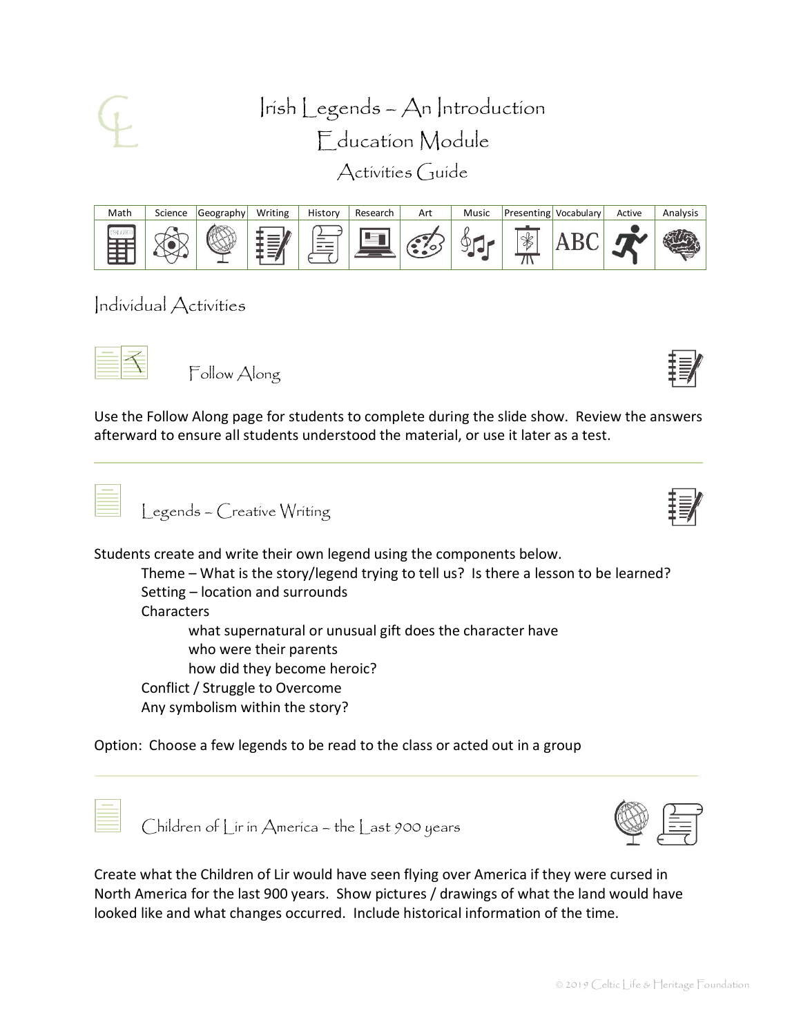# Irish Legends – An Introduction
# Education Module
## Activities Guide

| Math | Science | Geography | Writing | History | Research | Art | Music | Presenting | Vocabulary | Active | Analysis |
|---|---|---|---|---|---|---|---|---|---|---|---|
| | | | | | | | | | ABC | | |

## Individual Activities

### Follow Along

Use the Follow Along page for students to complete during the slide show. Review the answers afterward to ensure all students understood the material, or use it later as a test.

---

### Legends – Creative Writing

Students create and write their own legend using the components below.

- Theme – What is the story/legend trying to tell us? Is there a lesson to be learned?
- Setting – location and surrounds
- Characters
  - what supernatural or unusual gift does the character have
  - who were their parents
  - how did they become heroic?
- Conflict / Struggle to Overcome
- Any symbolism within the story?

Option: Choose a few legends to be read to the class or acted out in a group

---

### Children of Lir in America – the Last 900 years

Create what the Children of Lir would have seen flying over America if they were cursed in North America for the last 900 years. Show pictures / drawings of what the land would have looked like and what changes occurred. Include historical information of the time.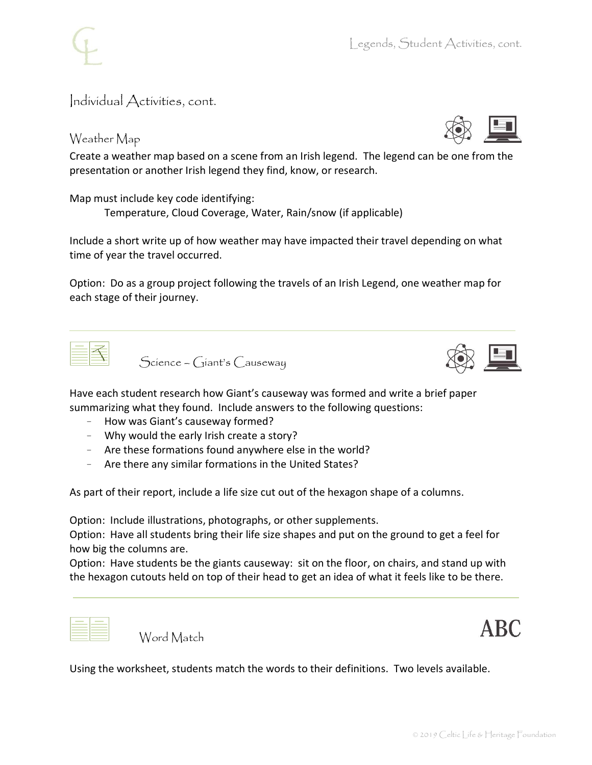## Individual Activities, cont.

### Weather Map

Create a weather map based on a scene from an Irish legend. The legend can be one from the presentation or another Irish legend they find, know, or research.

Map must include key code identifying:

Temperature, Cloud Coverage, Water, Rain/snow (if applicable)

Include a short write up of how weather may have impacted their travel depending on what time of year the travel occurred.

Option: Do as a group project following the travels of an Irish Legend, one weather map for each stage of their journey.

---

### Science – Giant's Causeway

Have each student research how Giant's causeway was formed and write a brief paper summarizing what they found. Include answers to the following questions:

- How was Giant's causeway formed?
- Why would the early Irish create a story?
- Are these formations found anywhere else in the world?
- Are there any similar formations in the United States?

As part of their report, include a life size cut out of the hexagon shape of a columns.

Option: Include illustrations, photographs, or other supplements.
Option: Have all students bring their life size shapes and put on the ground to get a feel for how big the columns are.
Option: Have students be the giants causeway: sit on the floor, on chairs, and stand up with the hexagon cutouts held on top of their head to get an idea of what it feels like to be there.

---

### Word Match

ABC

Using the worksheet, students match the words to their definitions. Two levels available.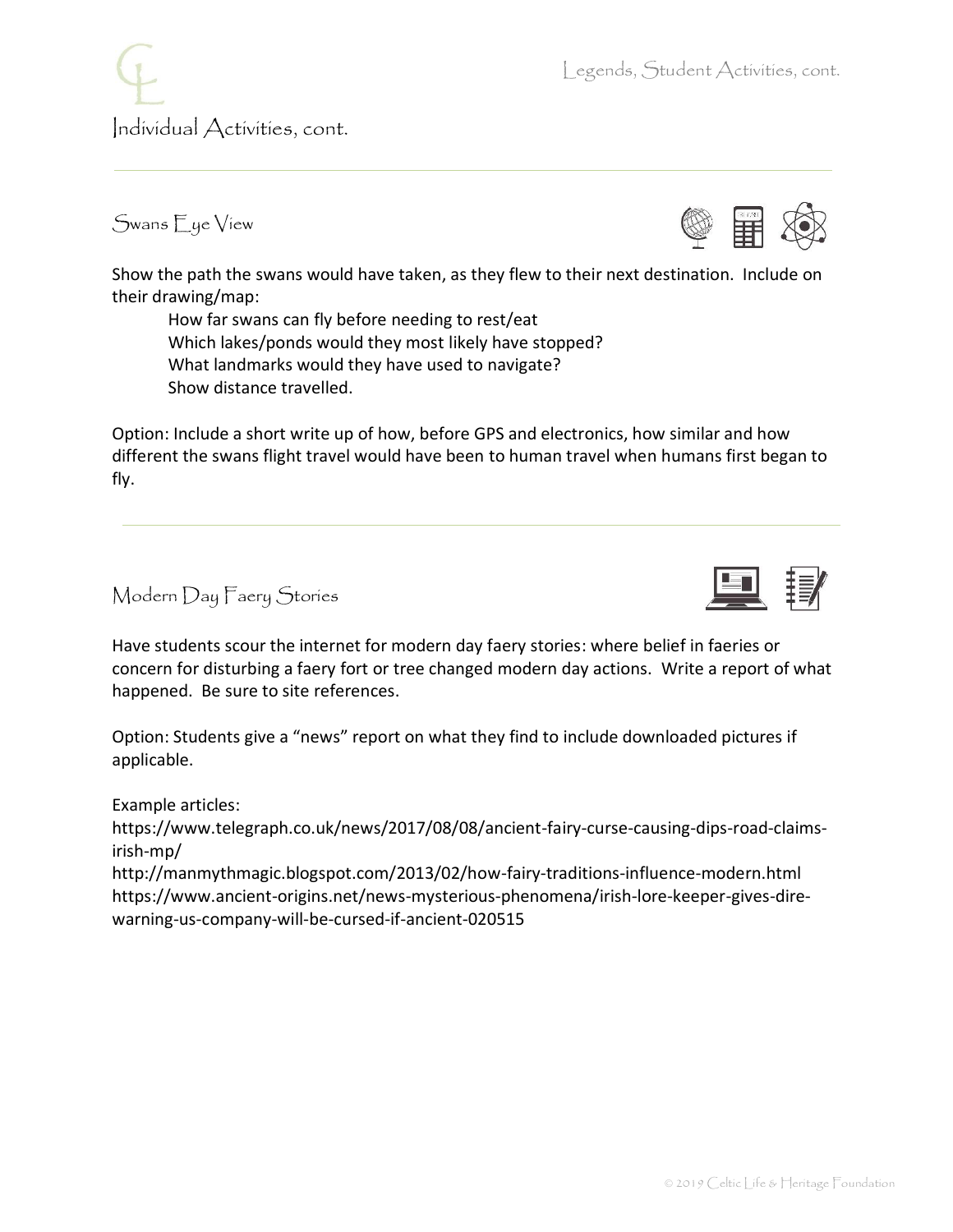## Individual Activities, cont.

### Swans Eye View

Show the path the swans would have taken, as they flew to their next destination. Include on their drawing/map:

- How far swans can fly before needing to rest/eat
- Which lakes/ponds would they most likely have stopped?
- What landmarks would they have used to navigate?
- Show distance travelled.

Option: Include a short write up of how, before GPS and electronics, how similar and how different the swans flight travel would have been to human travel when humans first began to fly.

### Modern Day Faery Stories

Have students scour the internet for modern day faery stories: where belief in faeries or concern for disturbing a faery fort or tree changed modern day actions. Write a report of what happened. Be sure to site references.

Option: Students give a "news" report on what they find to include downloaded pictures if applicable.

Example articles:
https://www.telegraph.co.uk/news/2017/08/08/ancient-fairy-curse-causing-dips-road-claims-irish-mp/
http://manmythmagic.blogspot.com/2013/02/how-fairy-traditions-influence-modern.html
https://www.ancient-origins.net/news-mysterious-phenomena/irish-lore-keeper-gives-dire-warning-us-company-will-be-cursed-if-ancient-020515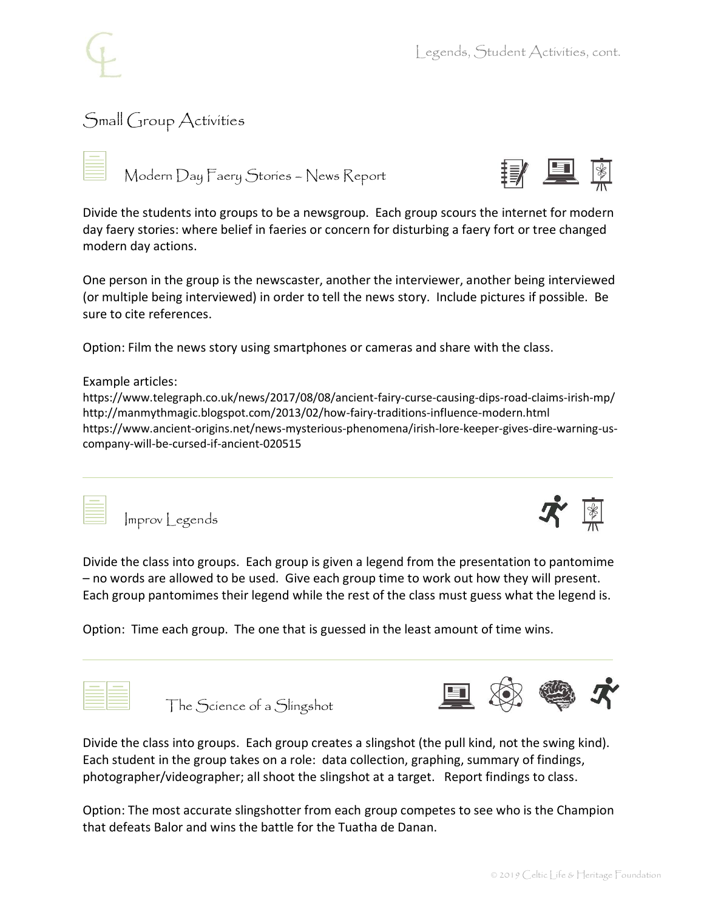## Small Group Activities

### Modern Day Faery Stories – News Report

Divide the students into groups to be a newsgroup. Each group scours the internet for modern day faery stories: where belief in faeries or concern for disturbing a faery fort or tree changed modern day actions.

One person in the group is the newscaster, another the interviewer, another being interviewed (or multiple being interviewed) in order to tell the news story. Include pictures if possible. Be sure to cite references.

Option: Film the news story using smartphones or cameras and share with the class.

Example articles:
https://www.telegraph.co.uk/news/2017/08/08/ancient-fairy-curse-causing-dips-road-claims-irish-mp/
http://manmythmagic.blogspot.com/2013/02/how-fairy-traditions-influence-modern.html
https://www.ancient-origins.net/news-mysterious-phenomena/irish-lore-keeper-gives-dire-warning-us-company-will-be-cursed-if-ancient-020515

---

### Improv Legends

Divide the class into groups. Each group is given a legend from the presentation to pantomime – no words are allowed to be used. Give each group time to work out how they will present. Each group pantomimes their legend while the rest of the class must guess what the legend is.

Option: Time each group. The one that is guessed in the least amount of time wins.

---

### The Science of a Slingshot

Divide the class into groups. Each group creates a slingshot (the pull kind, not the swing kind). Each student in the group takes on a role: data collection, graphing, summary of findings, photographer/videographer; all shoot the slingshot at a target. Report findings to class.

Option: The most accurate slingshotter from each group competes to see who is the Champion that defeats Balor and wins the battle for the Tuatha de Danan.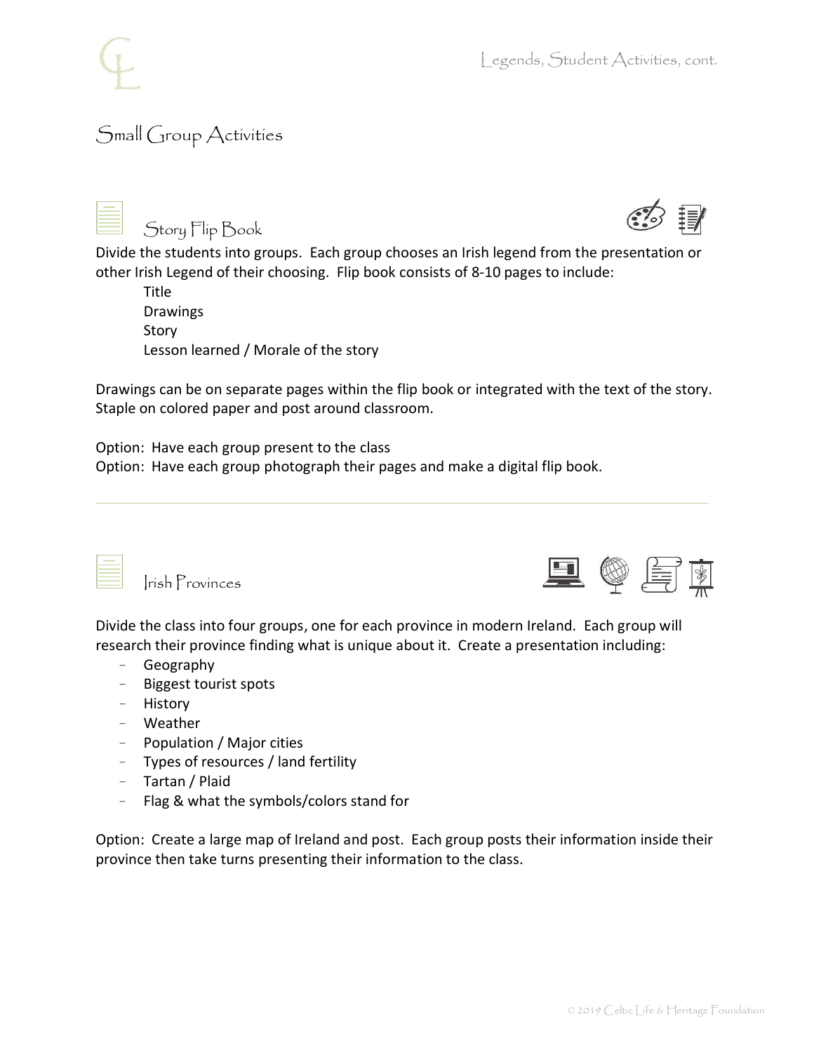## Small Group Activities

### Story Flip Book

Divide the students into groups. Each group chooses an Irish legend from the presentation or other Irish Legend of their choosing. Flip book consists of 8-10 pages to include:

Title
Drawings
Story
Lesson learned / Morale of the story

Drawings can be on separate pages within the flip book or integrated with the text of the story. Staple on colored paper and post around classroom.

Option: Have each group present to the class
Option: Have each group photograph their pages and make a digital flip book.

---

### Irish Provinces

Divide the class into four groups, one for each province in modern Ireland. Each group will research their province finding what is unique about it. Create a presentation including:

- Geography
- Biggest tourist spots
- History
- Weather
- Population / Major cities
- Types of resources / land fertility
- Tartan / Plaid
- Flag & what the symbols/colors stand for

Option: Create a large map of Ireland and post. Each group posts their information inside their province then take turns presenting their information to the class.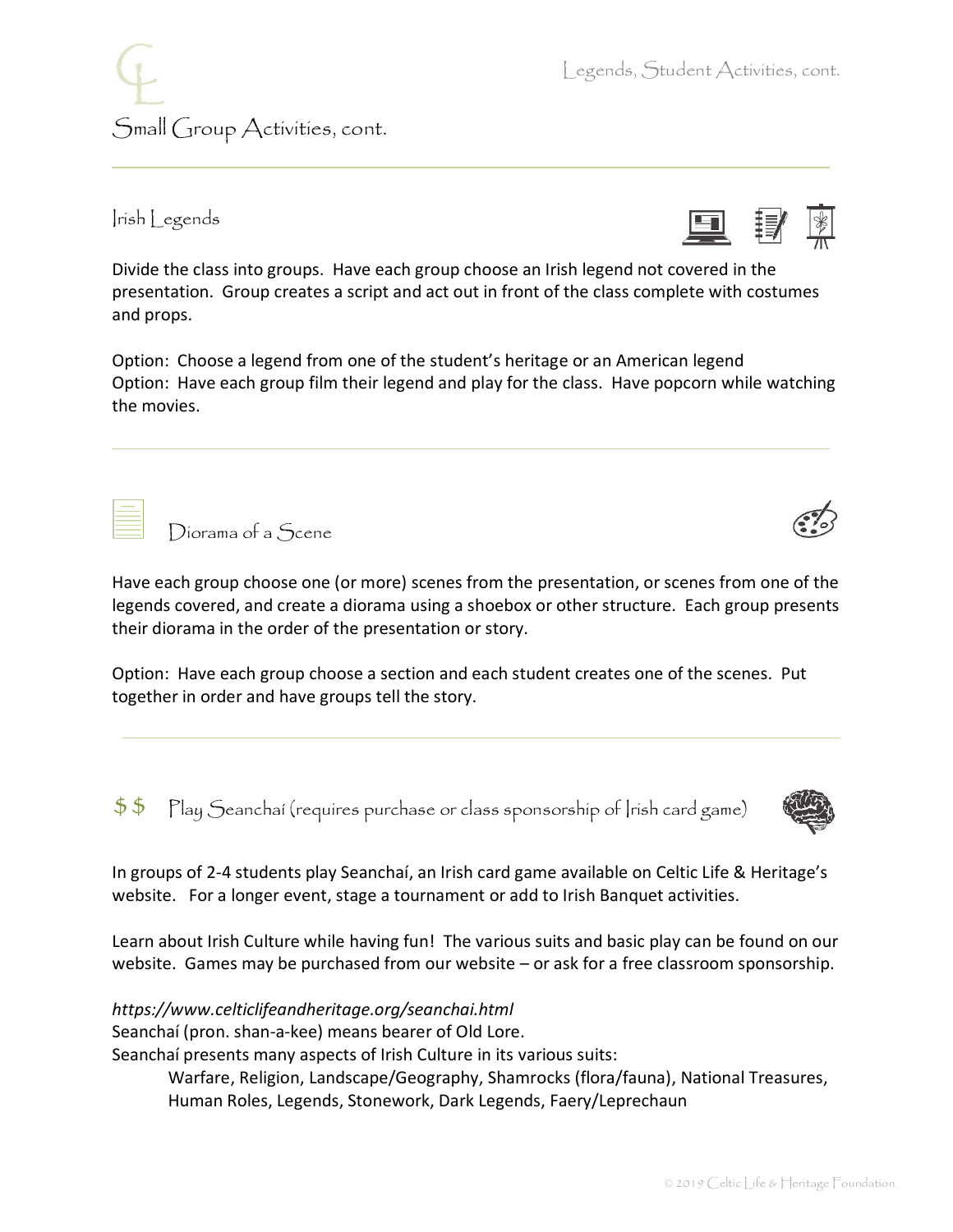## Small Group Activities, cont.

### Irish Legends

Divide the class into groups. Have each group choose an Irish legend not covered in the presentation. Group creates a script and act out in front of the class complete with costumes and props.

Option: Choose a legend from one of the student's heritage or an American legend
Option: Have each group film their legend and play for the class. Have popcorn while watching the movies.

### Diorama of a Scene

Have each group choose one (or more) scenes from the presentation, or scenes from one of the legends covered, and create a diorama using a shoebox or other structure. Each group presents their diorama in the order of the presentation or story.

Option: Have each group choose a section and each student creates one of the scenes. Put together in order and have groups tell the story.

### $$ Play Seanchaí (requires purchase or class sponsorship of Irish card game)

In groups of 2-4 students play Seanchaí, an Irish card game available on Celtic Life & Heritage's website. For a longer event, stage a tournament or add to Irish Banquet activities.

Learn about Irish Culture while having fun! The various suits and basic play can be found on our website. Games may be purchased from our website – or ask for a free classroom sponsorship.

*https://www.celticlifeandheritage.org/seanchai.html*
Seanchaí (pron. shan-a-kee) means bearer of Old Lore.
Seanchaí presents many aspects of Irish Culture in its various suits:

> Warfare, Religion, Landscape/Geography, Shamrocks (flora/fauna), National Treasures, Human Roles, Legends, Stonework, Dark Legends, Faery/Leprechaun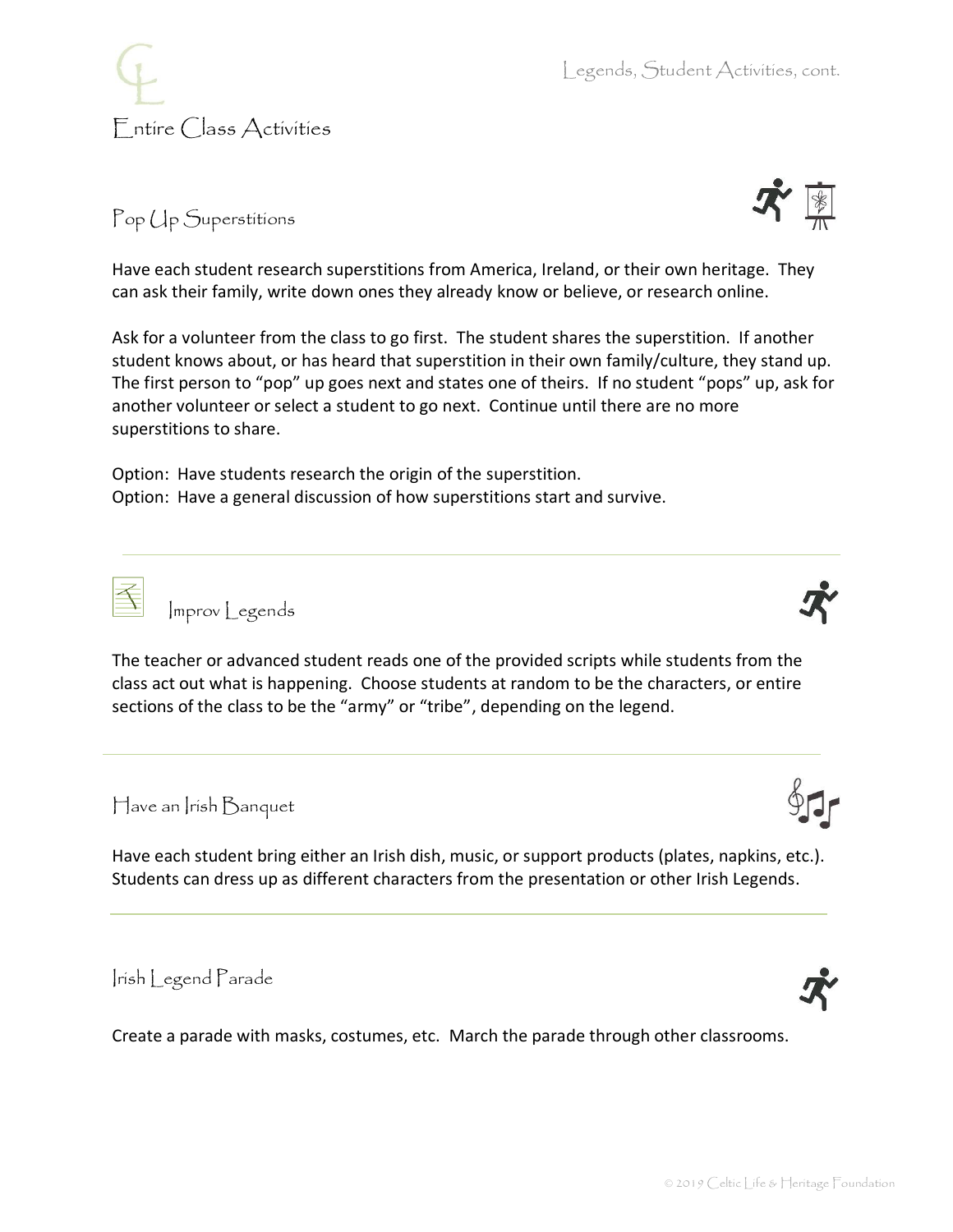## Entire Class Activities

### Pop Up Superstitions

Have each student research superstitions from America, Ireland, or their own heritage. They can ask their family, write down ones they already know or believe, or research online.

Ask for a volunteer from the class to go first. The student shares the superstition. If another student knows about, or has heard that superstition in their own family/culture, they stand up. The first person to "pop" up goes next and states one of theirs. If no student "pops" up, ask for another volunteer or select a student to go next. Continue until there are no more superstitions to share.

Option: Have students research the origin of the superstition.
Option: Have a general discussion of how superstitions start and survive.

---

### Improv Legends

The teacher or advanced student reads one of the provided scripts while students from the class act out what is happening. Choose students at random to be the characters, or entire sections of the class to be the "army" or "tribe", depending on the legend.

---

### Have an Irish Banquet

Have each student bring either an Irish dish, music, or support products (plates, napkins, etc.). Students can dress up as different characters from the presentation or other Irish Legends.

---

### Irish Legend Parade

Create a parade with masks, costumes, etc. March the parade through other classrooms.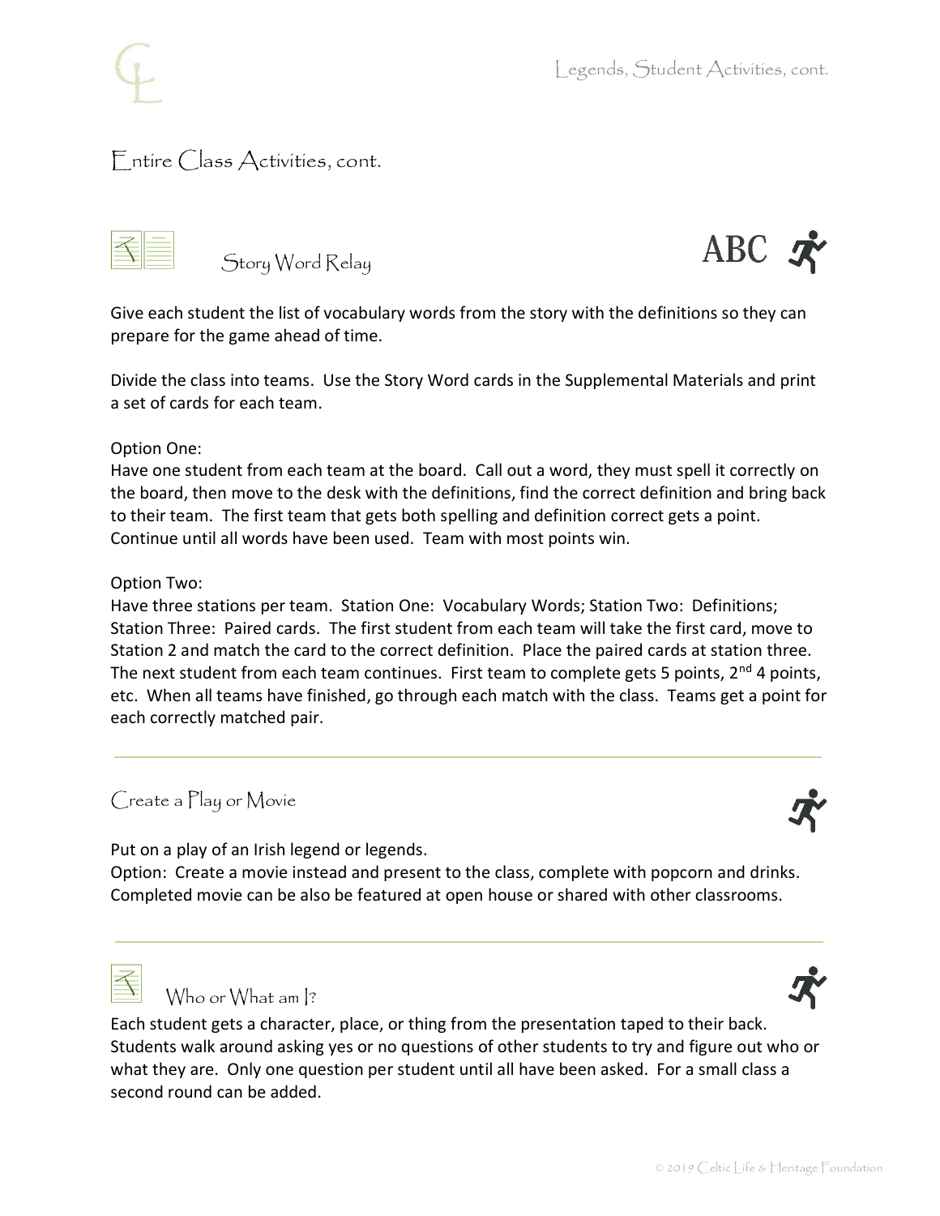## Entire Class Activities, cont.

### Story Word Relay

ABC

Give each student the list of vocabulary words from the story with the definitions so they can prepare for the game ahead of time.

Divide the class into teams. Use the Story Word cards in the Supplemental Materials and print a set of cards for each team.

Option One:
Have one student from each team at the board. Call out a word, they must spell it correctly on the board, then move to the desk with the definitions, find the correct definition and bring back to their team. The first team that gets both spelling and definition correct gets a point. Continue until all words have been used. Team with most points win.

Option Two:
Have three stations per team. Station One: Vocabulary Words; Station Two: Definitions; Station Three: Paired cards. The first student from each team will take the first card, move to Station 2 and match the card to the correct definition. Place the paired cards at station three. The next student from each team continues. First team to complete gets 5 points, 2nd 4 points, etc. When all teams have finished, go through each match with the class. Teams get a point for each correctly matched pair.

---

### Create a Play or Movie

Put on a play of an Irish legend or legends.
Option: Create a movie instead and present to the class, complete with popcorn and drinks. Completed movie can be also be featured at open house or shared with other classrooms.

---

### Who or What am I?

Each student gets a character, place, or thing from the presentation taped to their back. Students walk around asking yes or no questions of other students to try and figure out who or what they are. Only one question per student until all have been asked. For a small class a second round can be added.